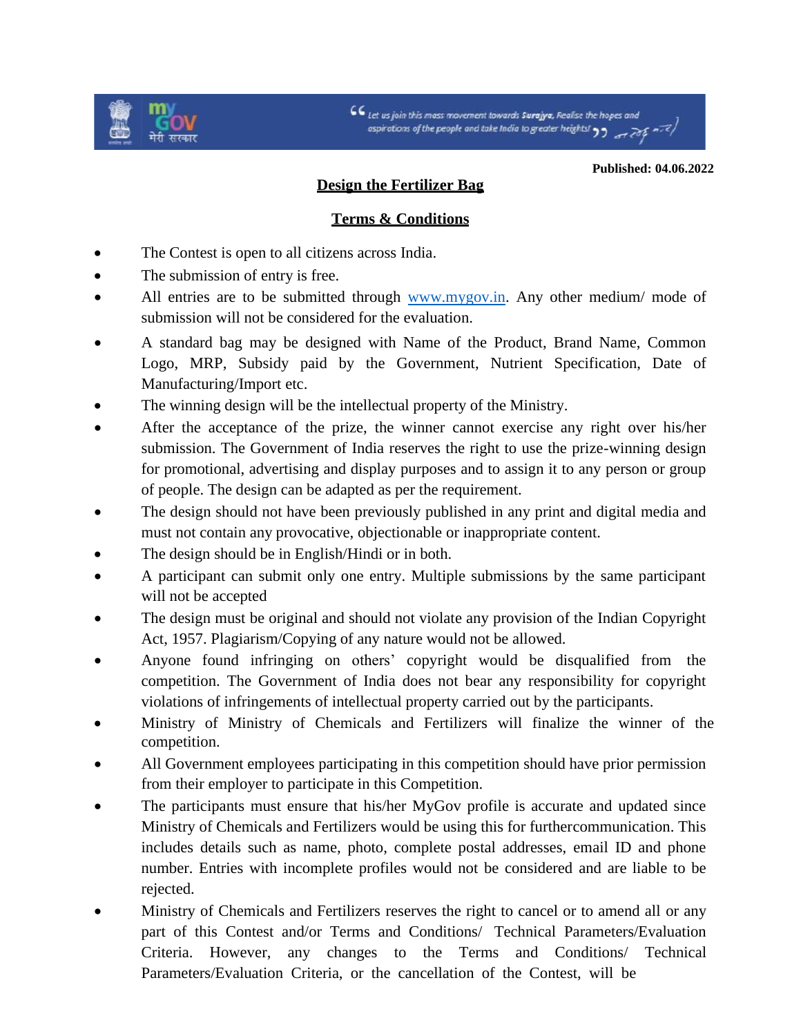Published: 04.06.2022

## Design the Fertilizer Bag

## Terms & Conditions

- The Contest is open to all citizens across India.
- The submission of entry is free.
- All entries are to be submitted through www.mygov.in. Any other medium/ mode of submission will not be considered for the evaluation.
- A standard bag may be designed with Name of the Product, Brand Name, Common Logo, MRP, Subsidy paid by the Government, Nutrient Specification, Date of Manufacturing/Import etc.
- The winning design will be the intellectual property of the Ministry.
- After the acceptance of the prize, the winner cannot exercise any right over his/her submission. The Government of India reserves the right to use the prize-winning design for promotional, advertising and display purposes and to assign it to any person or group of people. The design can be adapted as per the requirement.
- The design should not have been previously published in any print and digital media and must not contain any provocative, objectionable or inappropriate content.
- The design should be in English/Hindi or in both.
- A participant can submit only one entry. Multiple submissions by the same participant will not be accepted
- The design must be original and should not violate any provision of the Indian Copyright Act, 1957. Plagiarism/Copying of any nature would not be allowed.
- Anyone found infringing on others' copyright would be disqualified from the competition. The Government of India does not bear any responsibility for copyright violations of infringements of intellectual property carried out by the participants.
- Ministry of Ministry of Chemicals and Fertilizers will finalize the winner of the competition.
- All Government employees participating in this competition should have prior permission from their employer to participate in this Competition.
- The participants must ensure that his/her MyGov profile is accurate and updated since Ministry of Chemicals and Fertilizers would be using this for furthercommunication. This includes details such as name, photo, complete postal addresses, email ID and phone number. Entries with incomplete profiles would not be considered and are liable to be rejected.
- Ministry of Chemicals and Fertilizers reserves the right to cancel or to amend all or any part of this Contest and/or Terms and Conditions/ Technical Parameters/Evaluation Criteria. However, any changes to the Terms and Conditions/ Technical Parameters/Evaluation Criteria, or the cancellation of the Contest, will be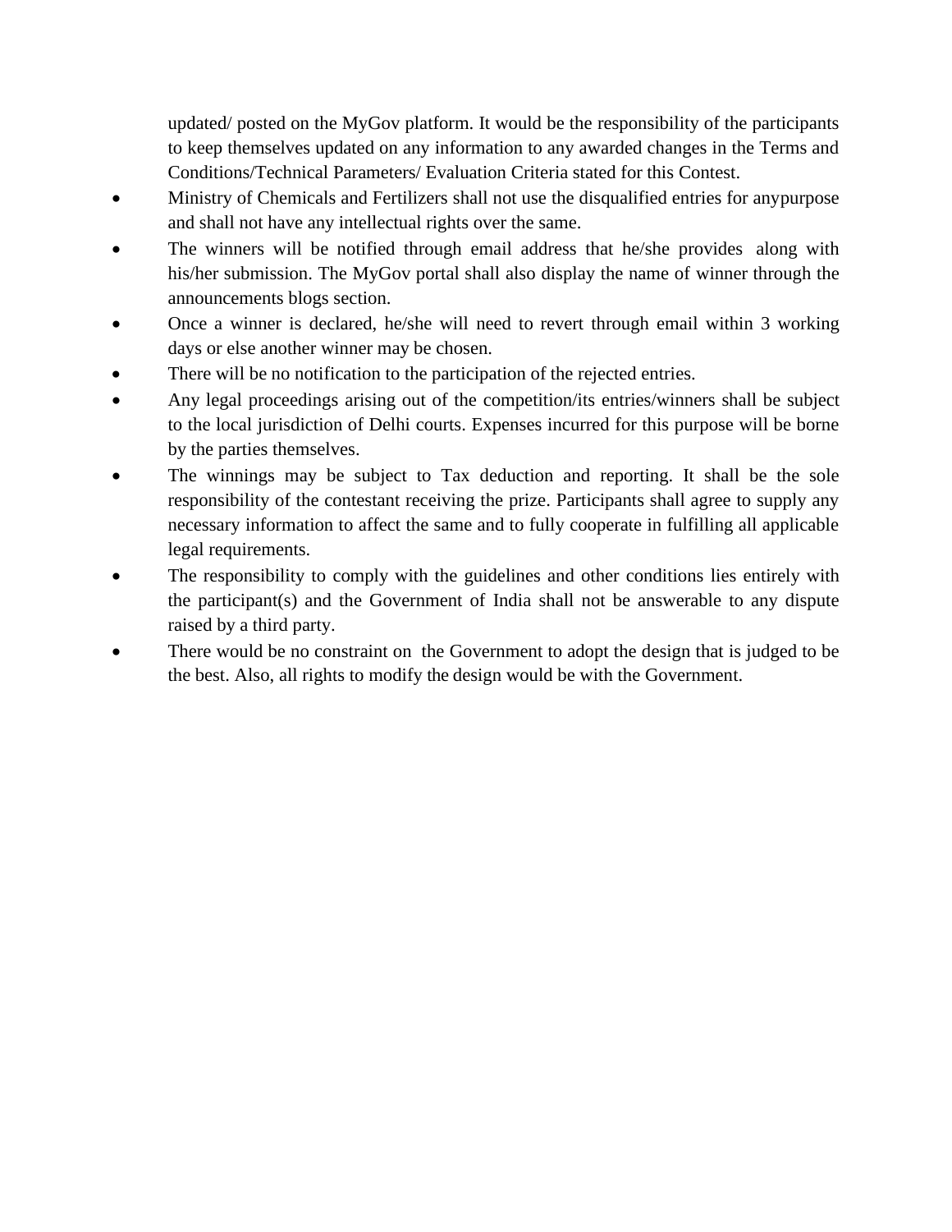updated/ posted on the MyGov platform. It would be the responsibility of the participants to keep themselves updated on any information to any awarded changes in the Terms and Conditions/Technical Parameters/ Evaluation Criteria stated for this Contest.

- Ministry of Chemicals and Fertilizers shall not use the disqualified entries for anypurpose and shall not have any intellectual rights over the same.
- The winners will be notified through email address that he/she provides along with his/her submission. The MyGov portal shall also display the name of winner through the announcements blogs section.
- Once a winner is declared, he/she will need to revert through email within 3 working days or else another winner may be chosen.
- There will be no notification to the participation of the rejected entries.
- Any legal proceedings arising out of the competition/its entries/winners shall be subject to the local jurisdiction of Delhi courts. Expenses incurred for this purpose will be borne by the parties themselves.
- The winnings may be subject to Tax deduction and reporting. It shall be the sole responsibility of the contestant receiving the prize. Participants shall agree to supply any necessary information to affect the same and to fully cooperate in fulfilling all applicable legal requirements.
- The responsibility to comply with the guidelines and other conditions lies entirely with the participant(s) and the Government of India shall not be answerable to any dispute raised by a third party.
- There would be no constraint on the Government to adopt the design that is judged to be the best. Also, all rights to modify the design would be with the Government.